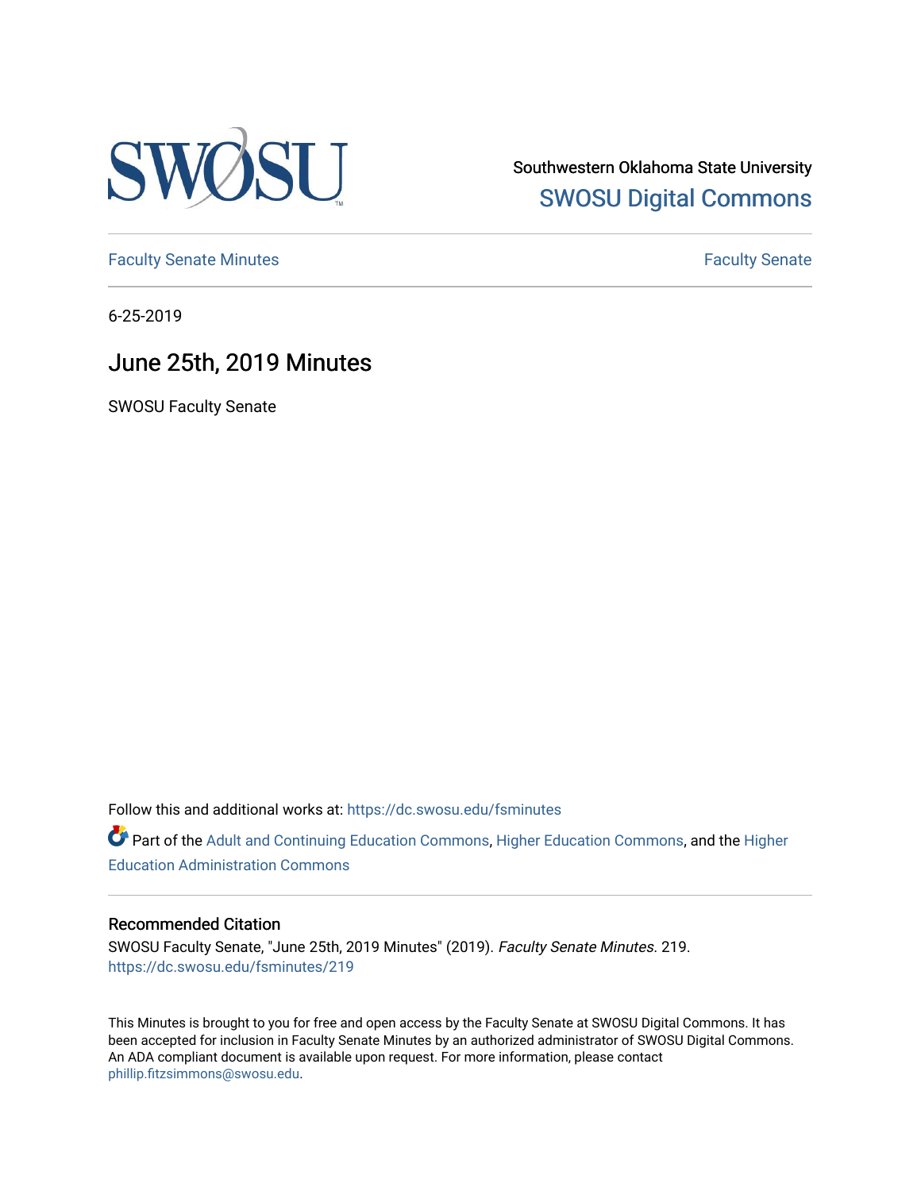Southwestern Oklahoma State University

SWOSU Digital Commons

Faculty Senate Minutes

Faculty Senate

6-25-2019

# June 25th, 2019 Minutes

SWOSU Faculty Senate

Follow this and additional works at: https://dc.swosu.edu/fsminutes

Part of the Adult and Continuing Education Commons, Higher Education Commons, and the Higher Education Administration Commons

## Recommended Citation

SWOSU Faculty Senate, "June 25th, 2019 Minutes" (2019). *Faculty Senate Minutes*. 219.
https://dc.swosu.edu/fsminutes/219

This Minutes is brought to you for free and open access by the Faculty Senate at SWOSU Digital Commons. It has been accepted for inclusion in Faculty Senate Minutes by an authorized administrator of SWOSU Digital Commons. An ADA compliant document is available upon request. For more information, please contact phillip.fitzsimmons@swosu.edu.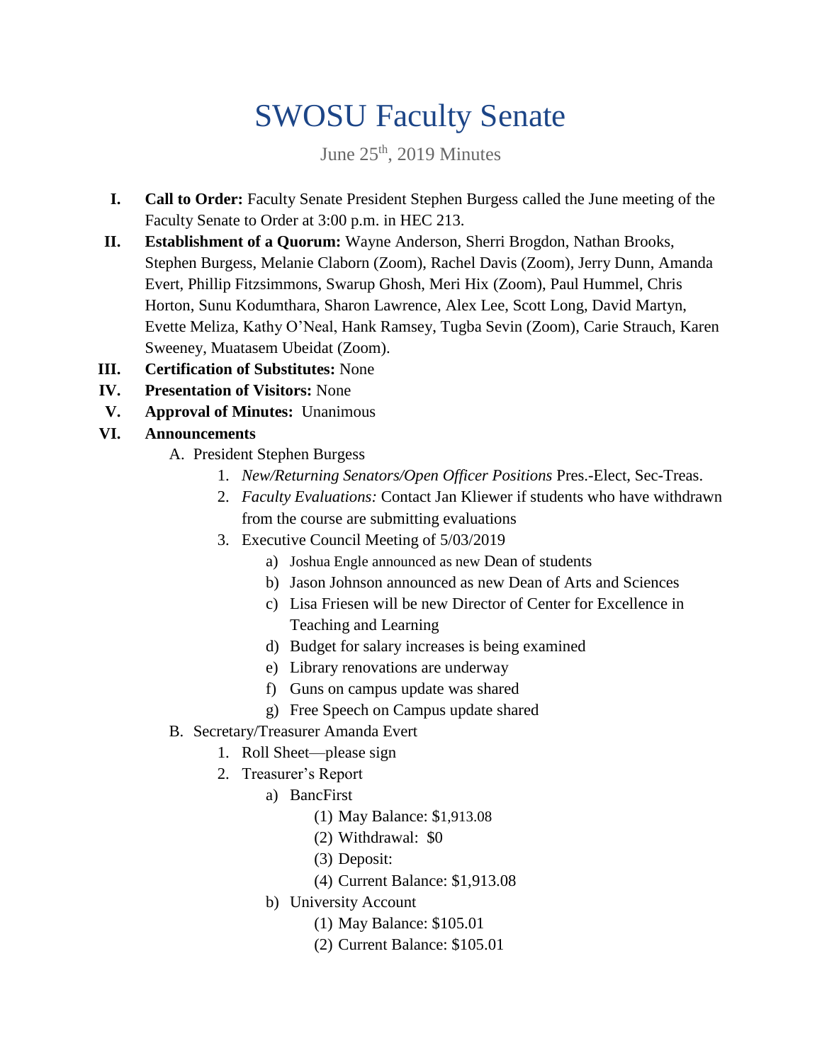# SWOSU Faculty Senate

June 25th, 2019 Minutes

I. **Call to Order:** Faculty Senate President Stephen Burgess called the June meeting of the Faculty Senate to Order at 3:00 p.m. in HEC 213.

II. **Establishment of a Quorum:** Wayne Anderson, Sherri Brogdon, Nathan Brooks, Stephen Burgess, Melanie Claborn (Zoom), Rachel Davis (Zoom), Jerry Dunn, Amanda Evert, Phillip Fitzsimmons, Swarup Ghosh, Meri Hix (Zoom), Paul Hummel, Chris Horton, Sunu Kodumthara, Sharon Lawrence, Alex Lee, Scott Long, David Martyn, Evette Meliza, Kathy O'Neal, Hank Ramsey, Tugba Sevin (Zoom), Carie Strauch, Karen Sweeney, Muatasem Ubeidat (Zoom).

III. **Certification of Substitutes:** None

IV. **Presentation of Visitors:** None

V. **Approval of Minutes:** Unanimous

VI. **Announcements**

   A. President Stephen Burgess
      1. *New/Returning Senators/Open Officer Positions* Pres.-Elect, Sec-Treas.
      2. *Faculty Evaluations:* Contact Jan Kliewer if students who have withdrawn from the course are submitting evaluations
      3. Executive Council Meeting of 5/03/2019
         a) Joshua Engle announced as new Dean of students
         b) Jason Johnson announced as new Dean of Arts and Sciences
         c) Lisa Friesen will be new Director of Center for Excellence in Teaching and Learning
         d) Budget for salary increases is being examined
         e) Library renovations are underway
         f) Guns on campus update was shared
         g) Free Speech on Campus update shared

   B. Secretary/Treasurer Amanda Evert
      1. Roll Sheet—please sign
      2. Treasurer's Report
         a) BancFirst
            (1) May Balance: $1,913.08
            (2) Withdrawal: $0
            (3) Deposit:
            (4) Current Balance: $1,913.08
         b) University Account
            (1) May Balance: $105.01
            (2) Current Balance: $105.01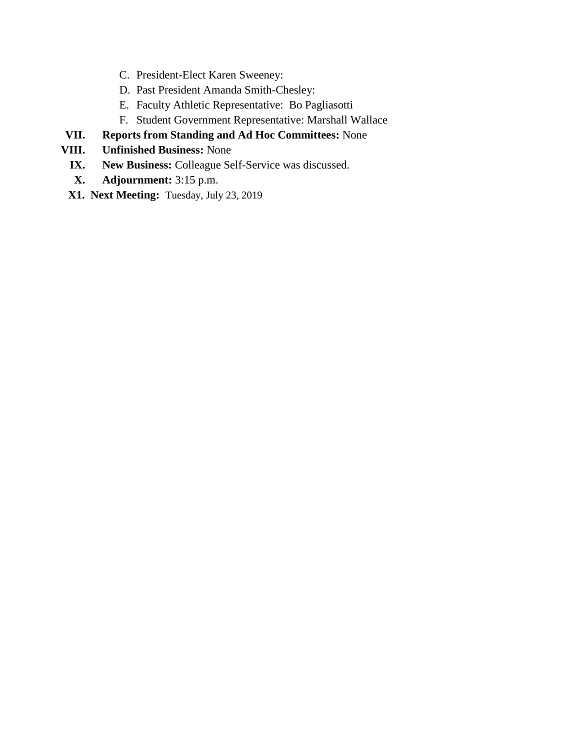C. President-Elect Karen Sweeney:
D. Past President Amanda Smith-Chesley:
E. Faculty Athletic Representative: Bo Pagliasotti
F. Student Government Representative: Marshall Wallace

VII. **Reports from Standing and Ad Hoc Committees:** None

VIII. **Unfinished Business:** None

IX. **New Business:** Colleague Self-Service was discussed.

X. **Adjournment:** 3:15 p.m.

X1. **Next Meeting:** Tuesday, July 23, 2019